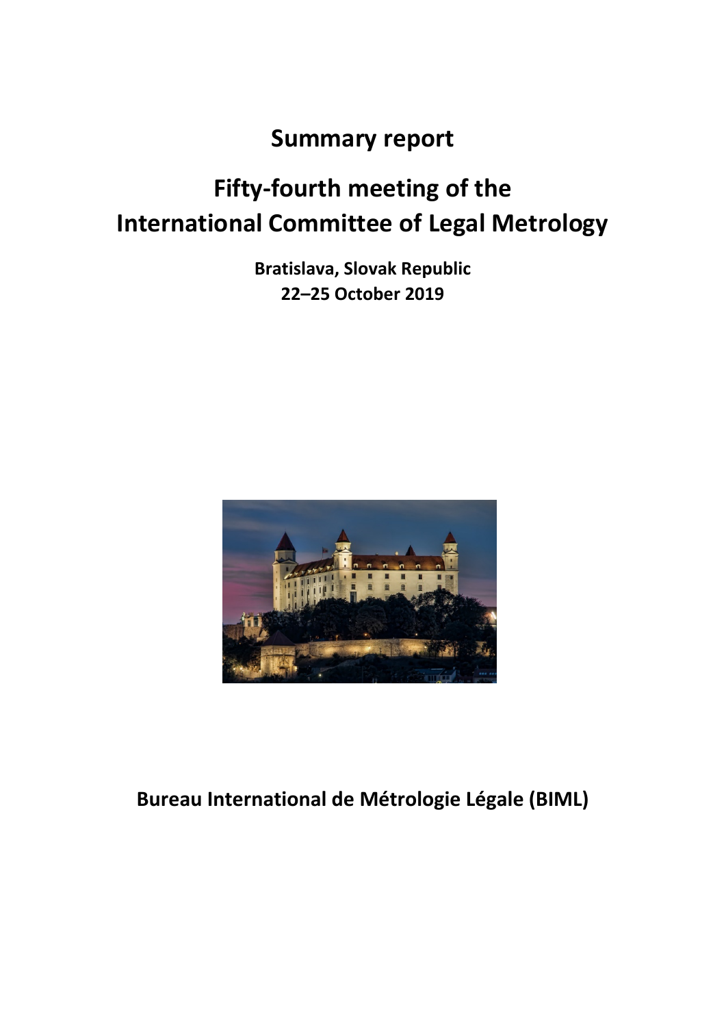# Summary report

# Fifty-fourth meeting of the International Committee of Legal Metrology

**Bratislava, Slovak Republic**
**22–25 October 2019**

**Bureau International de Métrologie Légale (BIML)**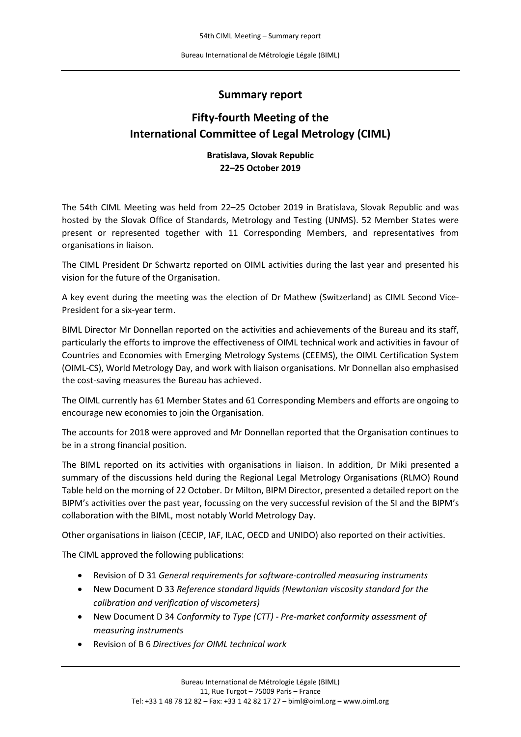## Summary report

## Fifty-fourth Meeting of the International Committee of Legal Metrology (CIML)

**Bratislava, Slovak Republic**
**22–25 October 2019**

The 54th CIML Meeting was held from 22–25 October 2019 in Bratislava, Slovak Republic and was hosted by the Slovak Office of Standards, Metrology and Testing (UNMS). 52 Member States were present or represented together with 11 Corresponding Members, and representatives from organisations in liaison.

The CIML President Dr Schwartz reported on OIML activities during the last year and presented his vision for the future of the Organisation.

A key event during the meeting was the election of Dr Mathew (Switzerland) as CIML Second Vice-President for a six-year term.

BIML Director Mr Donnellan reported on the activities and achievements of the Bureau and its staff, particularly the efforts to improve the effectiveness of OIML technical work and activities in favour of Countries and Economies with Emerging Metrology Systems (CEEMS), the OIML Certification System (OIML-CS), World Metrology Day, and work with liaison organisations. Mr Donnellan also emphasised the cost-saving measures the Bureau has achieved.

The OIML currently has 61 Member States and 61 Corresponding Members and efforts are ongoing to encourage new economies to join the Organisation.

The accounts for 2018 were approved and Mr Donnellan reported that the Organisation continues to be in a strong financial position.

The BIML reported on its activities with organisations in liaison. In addition, Dr Miki presented a summary of the discussions held during the Regional Legal Metrology Organisations (RLMO) Round Table held on the morning of 22 October. Dr Milton, BIPM Director, presented a detailed report on the BIPM's activities over the past year, focussing on the very successful revision of the SI and the BIPM's collaboration with the BIML, most notably World Metrology Day.

Other organisations in liaison (CECIP, IAF, ILAC, OECD and UNIDO) also reported on their activities.

The CIML approved the following publications:

- Revision of D 31 *General requirements for software-controlled measuring instruments*
- New Document D 33 *Reference standard liquids (Newtonian viscosity standard for the calibration and verification of viscometers)*
- New Document D 34 *Conformity to Type (CTT) - Pre-market conformity assessment of measuring instruments*
- Revision of B 6 *Directives for OIML technical work*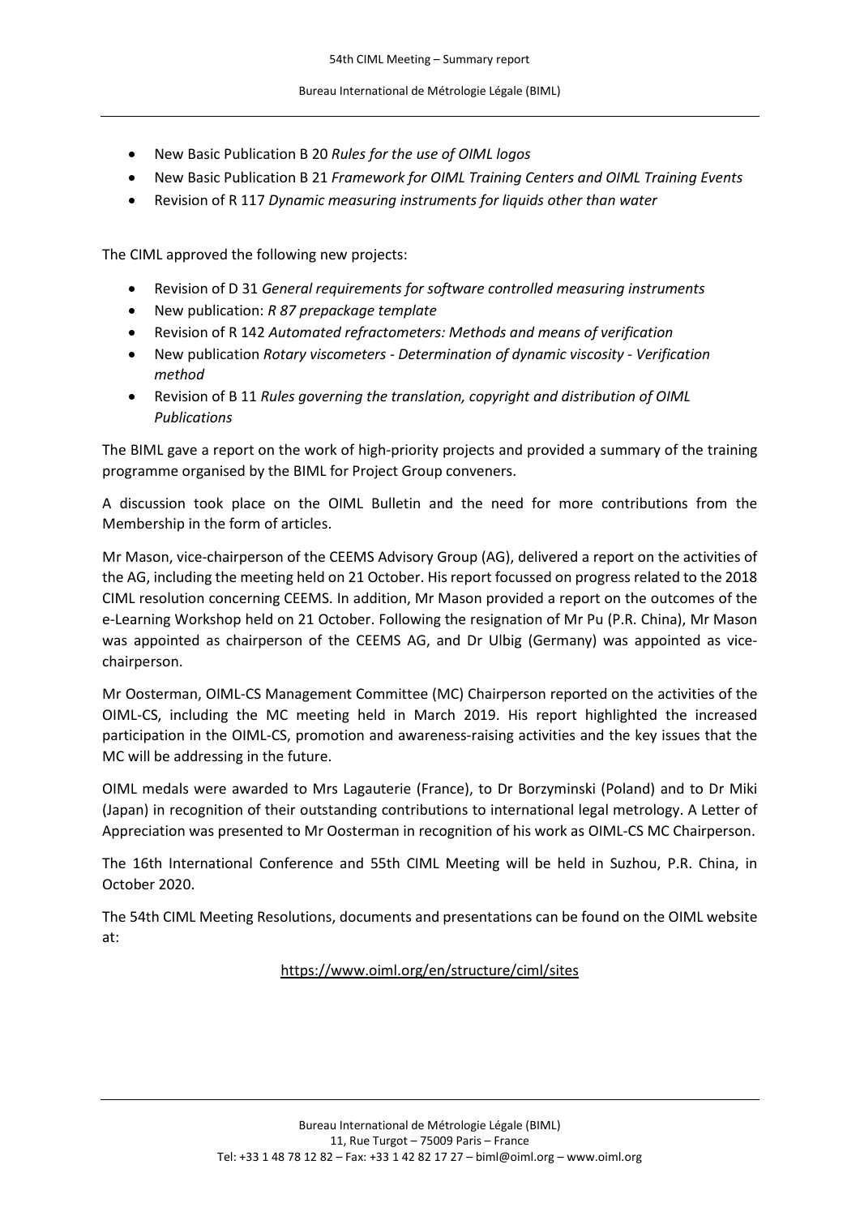- New Basic Publication B 20 *Rules for the use of OIML logos*
- New Basic Publication B 21 *Framework for OIML Training Centers and OIML Training Events*
- Revision of R 117 *Dynamic measuring instruments for liquids other than water*

The CIML approved the following new projects:

- Revision of D 31 *General requirements for software controlled measuring instruments*
- New publication: *R 87 prepackage template*
- Revision of R 142 *Automated refractometers: Methods and means of verification*
- New publication *Rotary viscometers - Determination of dynamic viscosity - Verification method*
- Revision of B 11 *Rules governing the translation, copyright and distribution of OIML Publications*

The BIML gave a report on the work of high-priority projects and provided a summary of the training programme organised by the BIML for Project Group conveners.

A discussion took place on the OIML Bulletin and the need for more contributions from the Membership in the form of articles.

Mr Mason, vice-chairperson of the CEEMS Advisory Group (AG), delivered a report on the activities of the AG, including the meeting held on 21 October. His report focussed on progress related to the 2018 CIML resolution concerning CEEMS. In addition, Mr Mason provided a report on the outcomes of the e-Learning Workshop held on 21 October. Following the resignation of Mr Pu (P.R. China), Mr Mason was appointed as chairperson of the CEEMS AG, and Dr Ulbig (Germany) was appointed as vice-chairperson.

Mr Oosterman, OIML-CS Management Committee (MC) Chairperson reported on the activities of the OIML-CS, including the MC meeting held in March 2019. His report highlighted the increased participation in the OIML-CS, promotion and awareness-raising activities and the key issues that the MC will be addressing in the future.

OIML medals were awarded to Mrs Lagauterie (France), to Dr Borzyminski (Poland) and to Dr Miki (Japan) in recognition of their outstanding contributions to international legal metrology. A Letter of Appreciation was presented to Mr Oosterman in recognition of his work as OIML-CS MC Chairperson.

The 16th International Conference and 55th CIML Meeting will be held in Suzhou, P.R. China, in October 2020.

The 54th CIML Meeting Resolutions, documents and presentations can be found on the OIML website at:

https://www.oiml.org/en/structure/ciml/sites